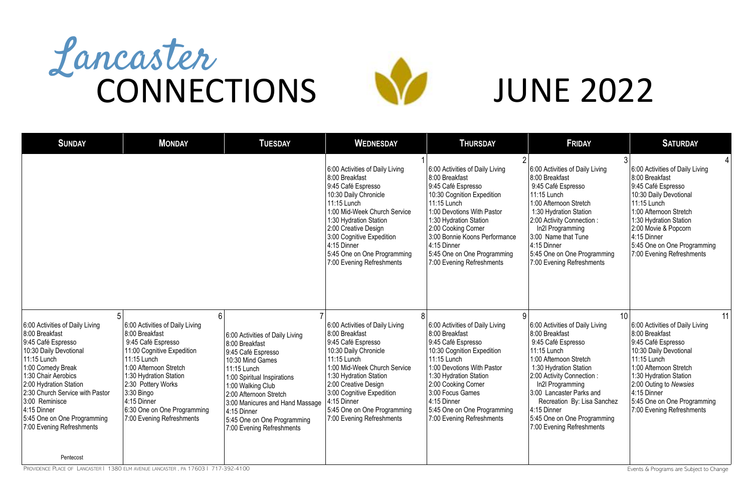# Lancaster CONNECTIONS

# JUNE 2022

| SUNDAY | MONDAY | TUESDAY | WEDNESDAY | THURSDAY | FRIDAY | SATURDAY |
|---|---|---|---|---|---|---|
| | | | 1<br>6:00 Activities of Daily Living<br>8:00 Breakfast<br>9:45 Café Espresso<br>10:30 Daily Chronicle<br>11:15 Lunch<br>1:00 Mid-Week Church Service<br>1:30 Hydration Station<br>2:00 Creative Design<br>3:00 Cognitive Expedition<br>4:15 Dinner<br>5:45 One on One Programming<br>7:00 Evening Refreshments | 2<br>6:00 Activities of Daily Living<br>8:00 Breakfast<br>9:45 Café Espresso<br>10:30 Cognition Expedition<br>11:15 Lunch<br>1:00 Devotions With Pastor<br>1:30 Hydration Station<br>2:00 Cooking Corner<br>3:00 Bonnie Koons Performance<br>4:15 Dinner<br>5:45 One on One Programming<br>7:00 Evening Refreshments | 3<br>6:00 Activities of Daily Living<br>8:00 Breakfast<br>9:45 Café Espresso<br>11:15 Lunch<br>1:00 Afternoon Stretch<br>1:30 Hydration Station<br>2:00 Activity Connection : In2l Programming<br>3:00 Name that Tune<br>4:15 Dinner<br>5:45 One on One Programming<br>7:00 Evening Refreshments | 4<br>6:00 Activities of Daily Living<br>8:00 Breakfast<br>9:45 Café Espresso<br>10:30 Daily Devotional<br>11:15 Lunch<br>1:00 Afternoon Stretch<br>1:30 Hydration Station<br>2:00 Movie & Popcorn<br>4:15 Dinner<br>5:45 One on One Programming<br>7:00 Evening Refreshments |
| 5<br>6:00 Activities of Daily Living<br>8:00 Breakfast<br>9:45 Café Espresso<br>10:30 Daily Devotional<br>11:15 Lunch<br>1:00 Comedy Break<br>1:30 Chair Aerobics<br>2:00 Hydration Station<br>2:30 Church Service with Pastor<br>3:00 Reminisce<br>4:15 Dinner<br>5:45 One on One Programming<br>7:00 Evening Refreshments<br>Pentecost | 6<br>6:00 Activities of Daily Living<br>8:00 Breakfast<br>9:45 Café Espresso<br>11:00 Cognitive Expedition<br>11:15 Lunch<br>1:00 Afternoon Stretch<br>1:30 Hydration Station<br>2:30 Pottery Works<br>3:30 Bingo<br>4:15 Dinner<br>6:30 One on One Programming<br>7:00 Evening Refreshments | 7<br>6:00 Activities of Daily Living<br>8:00 Breakfast<br>9:45 Café Espresso<br>10:30 Mind Games<br>11:15 Lunch<br>1:00 Spiritual Inspirations<br>1:00 Walking Club<br>2:00 Afternoon Stretch<br>3:00 Manicures and Hand Massage<br>4:15 Dinner<br>5:45 One on One Programming<br>7:00 Evening Refreshments | 8<br>6:00 Activities of Daily Living<br>8:00 Breakfast<br>9:45 Café Espresso<br>10:30 Daily Chronicle<br>11:15 Lunch<br>1:00 Mid-Week Church Service<br>1:30 Hydration Station<br>2:00 Creative Design<br>3:00 Cognitive Expedition<br>4:15 Dinner<br>5:45 One on One Programming<br>7:00 Evening Refreshments | 9<br>6:00 Activities of Daily Living<br>8:00 Breakfast<br>9:45 Café Espresso<br>10:30 Cognition Expedition<br>11:15 Lunch<br>1:00 Devotions With Pastor<br>1:30 Hydration Station<br>2:00 Cooking Corner<br>3:00 Focus Games<br>4:15 Dinner<br>5:45 One on One Programming<br>7:00 Evening Refreshments | 10<br>6:00 Activities of Daily Living<br>8:00 Breakfast<br>9:45 Café Espresso<br>11:15 Lunch<br>1:00 Afternoon Stretch<br>1:30 Hydration Station<br>2:00 Activity Connection : In2l Programming<br>3:00 Lancaster Parks and Recreation By: Lisa Sanchez<br>4:15 Dinner<br>5:45 One on One Programming<br>7:00 Evening Refreshments | 11<br>6:00 Activities of Daily Living<br>8:00 Breakfast<br>9:45 Café Espresso<br>10:30 Daily Devotional<br>11:15 Lunch<br>1:00 Afternoon Stretch<br>1:30 Hydration Station<br>2:00 Outing to *Newsies*<br>4:15 Dinner<br>5:45 One on One Programming<br>7:00 Evening Refreshments |

Providence Place of Lancaster | 1380 Elm Avenue Lancaster, PA 17603 | 717-392-4100

Events & Programs are Subject to Change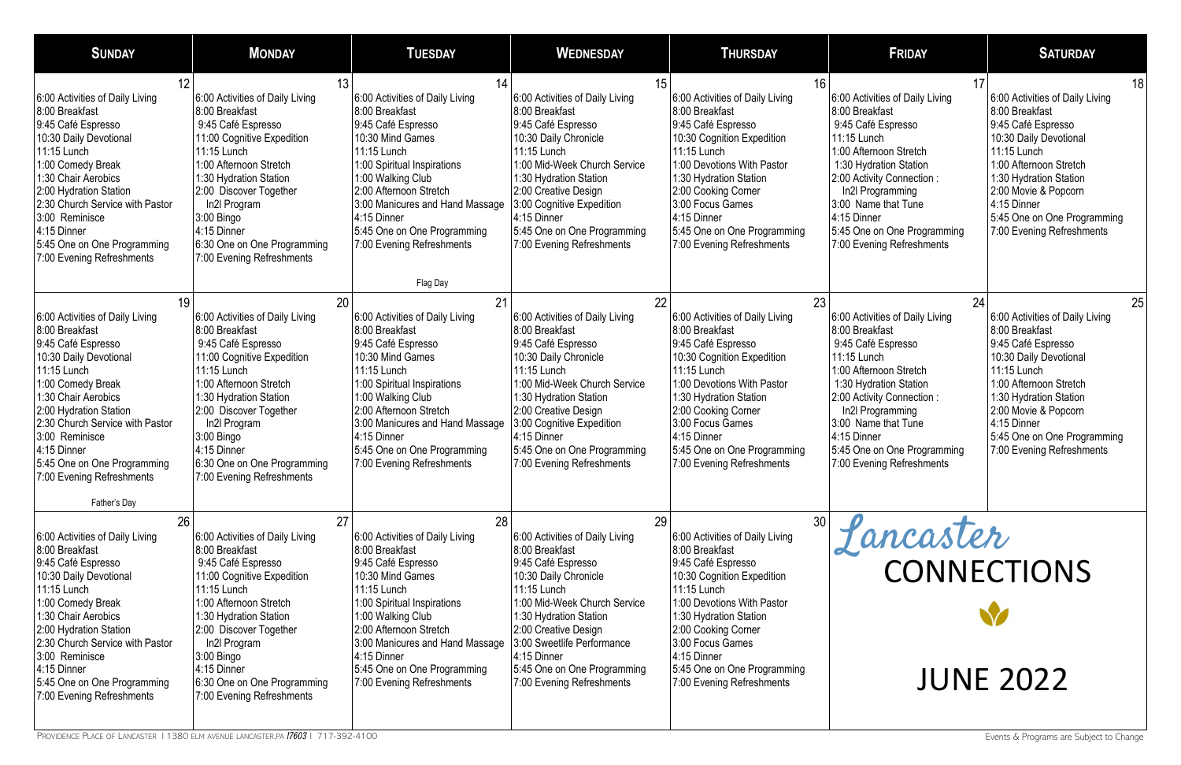# Lancaster CONNECTIONS

## JUNE 2022

| SUNDAY | MONDAY | TUESDAY | WEDNESDAY | THURSDAY | FRIDAY | SATURDAY |
|---|---|---|---|---|---|---|
| 12<br>6:00 Activities of Daily Living<br>8:00 Breakfast<br>9:45 Café Espresso<br>10:30 Daily Devotional<br>11:15 Lunch<br>1:00 Comedy Break<br>1:30 Chair Aerobics<br>2:00 Hydration Station<br>2:30 Church Service with Pastor<br>3:00 Reminisce<br>4:15 Dinner<br>5:45 One on One Programming<br>7:00 Evening Refreshments | 13<br>6:00 Activities of Daily Living<br>8:00 Breakfast<br>9:45 Café Espresso<br>11:00 Cognitive Expedition<br>11:15 Lunch<br>1:00 Afternoon Stretch<br>1:30 Hydration Station<br>2:00 Discover Together In2l Program<br>3:00 Bingo<br>4:15 Dinner<br>6:30 One on One Programming<br>7:00 Evening Refreshments | 14<br>6:00 Activities of Daily Living<br>8:00 Breakfast<br>9:45 Café Espresso<br>10:30 Mind Games<br>11:15 Lunch<br>1:00 Spiritual Inspirations<br>1:00 Walking Club<br>2:00 Afternoon Stretch<br>3:00 Manicures and Hand Massage<br>4:15 Dinner<br>5:45 One on One Programming<br>7:00 Evening Refreshments<br>Flag Day | 15<br>6:00 Activities of Daily Living<br>8:00 Breakfast<br>9:45 Café Espresso<br>10:30 Daily Chronicle<br>11:15 Lunch<br>1:00 Mid-Week Church Service<br>1:30 Hydration Station<br>2:00 Creative Design<br>3:00 Cognitive Expedition<br>4:15 Dinner<br>5:45 One on One Programming<br>7:00 Evening Refreshments | 16<br>6:00 Activities of Daily Living<br>8:00 Breakfast<br>9:45 Café Espresso<br>10:30 Cognition Expedition<br>11:15 Lunch<br>1:00 Devotions With Pastor<br>1:30 Hydration Station<br>2:00 Cooking Corner<br>3:00 Focus Games<br>4:15 Dinner<br>5:45 One on One Programming<br>7:00 Evening Refreshments | 17<br>6:00 Activities of Daily Living<br>8:00 Breakfast<br>9:45 Café Espresso<br>11:15 Lunch<br>1:00 Afternoon Stretch<br>1:30 Hydration Station<br>2:00 Activity Connection : In2l Programming<br>3:00 Name that Tune<br>4:15 Dinner<br>5:45 One on One Programming<br>7:00 Evening Refreshments | 18<br>6:00 Activities of Daily Living<br>8:00 Breakfast<br>9:45 Café Espresso<br>10:30 Daily Devotional<br>11:15 Lunch<br>1:00 Afternoon Stretch<br>1:30 Hydration Station<br>2:00 Movie & Popcorn<br>5:45 One on One Programming<br>7:00 Evening Refreshments |
| 19<br>6:00 Activities of Daily Living<br>8:00 Breakfast<br>9:45 Café Espresso<br>10:30 Daily Devotional<br>11:15 Lunch<br>1:00 Comedy Break<br>1:30 Chair Aerobics<br>2:00 Hydration Station<br>2:30 Church Service with Pastor<br>3:00 Reminisce<br>4:15 Dinner<br>5:45 One on One Programming<br>7:00 Evening Refreshments<br>Father's Day | 20<br>6:00 Activities of Daily Living<br>8:00 Breakfast<br>9:45 Café Espresso<br>11:00 Cognitive Expedition<br>11:15 Lunch<br>1:00 Afternoon Stretch<br>1:30 Hydration Station<br>2:00 Discover Together In2l Program<br>3:00 Bingo<br>4:15 Dinner<br>6:30 One on One Programming<br>7:00 Evening Refreshments | 21<br>6:00 Activities of Daily Living<br>8:00 Breakfast<br>9:45 Café Espresso<br>10:30 Mind Games<br>11:15 Lunch<br>1:00 Spiritual Inspirations<br>1:00 Walking Club<br>2:00 Afternoon Stretch<br>3:00 Manicures and Hand Massage<br>4:15 Dinner<br>5:45 One on One Programming<br>7:00 Evening Refreshments | 22<br>6:00 Activities of Daily Living<br>8:00 Breakfast<br>9:45 Café Espresso<br>10:30 Daily Chronicle<br>11:15 Lunch<br>1:00 Mid-Week Church Service<br>1:30 Hydration Station<br>2:00 Creative Design<br>3:00 Cognitive Expedition<br>4:15 Dinner<br>5:45 One on One Programming<br>7:00 Evening Refreshments | 23<br>6:00 Activities of Daily Living<br>8:00 Breakfast<br>9:45 Café Espresso<br>10:30 Cognition Expedition<br>11:15 Lunch<br>1:00 Devotions With Pastor<br>1:30 Hydration Station<br>2:00 Cooking Corner<br>3:00 Focus Games<br>4:15 Dinner<br>5:45 One on One Programming<br>7:00 Evening Refreshments | 24<br>6:00 Activities of Daily Living<br>8:00 Breakfast<br>9:45 Café Espresso<br>11:15 Lunch<br>1:00 Afternoon Stretch<br>1:30 Hydration Station<br>2:00 Activity Connection : In2l Programming<br>3:00 Name that Tune<br>4:15 Dinner<br>5:45 One on One Programming<br>7:00 Evening Refreshments | 25<br>6:00 Activities of Daily Living<br>8:00 Breakfast<br>9:45 Café Espresso<br>10:30 Daily Devotional<br>11:15 Lunch<br>1:00 Afternoon Stretch<br>1:30 Hydration Station<br>2:00 Movie & Popcorn<br>4:15 Dinner<br>5:45 One on One Programming<br>7:00 Evening Refreshments |
| 26<br>6:00 Activities of Daily Living<br>8:00 Breakfast<br>9:45 Café Espresso<br>10:30 Daily Devotional<br>11:15 Lunch<br>1:00 Comedy Break<br>1:30 Chair Aerobics<br>2:00 Hydration Station<br>2:30 Church Service with Pastor<br>3:00 Reminisce<br>4:15 Dinner<br>5:45 One on One Programming<br>7:00 Evening Refreshments | 27<br>6:00 Activities of Daily Living<br>8:00 Breakfast<br>9:45 Café Espresso<br>11:00 Cognitive Expedition<br>11:15 Lunch<br>1:00 Afternoon Stretch<br>1:30 Hydration Station<br>2:00 Discover Together In2l Program<br>3:00 Bingo<br>4:15 Dinner<br>6:30 One on One Programming<br>7:00 Evening Refreshments | 28<br>6:00 Activities of Daily Living<br>8:00 Breakfast<br>9:45 Café Espresso<br>10:30 Mind Games<br>11:15 Lunch<br>1:00 Spiritual Inspirations<br>1:00 Walking Club<br>2:00 Afternoon Stretch<br>3:00 Manicures and Hand Massage<br>4:15 Dinner<br>5:45 One on One Programming<br>7:00 Evening Refreshments | 29<br>6:00 Activities of Daily Living<br>8:00 Breakfast<br>9:45 Café Espresso<br>10:30 Daily Chronicle<br>11:15 Lunch<br>1:00 Mid-Week Church Service<br>1:30 Hydration Station<br>2:00 Creative Design<br>3:00 Sweetlife Performance<br>4:15 Dinner<br>5:45 One on One Programming<br>7:00 Evening Refreshments | 30<br>6:00 Activities of Daily Living<br>8:00 Breakfast<br>9:45 Café Espresso<br>10:30 Cognition Expedition<br>11:15 Lunch<br>1:00 Devotions With Pastor<br>1:30 Hydration Station<br>2:00 Cooking Corner<br>3:00 Focus Games<br>4:15 Dinner<br>5:45 One on One Programming<br>7:00 Evening Refreshments | | |

Providence Place of Lancaster | 1380 Elm Avenue Lancaster,PA 17603 | 717-392-4100

Events & Programs are Subject to Change